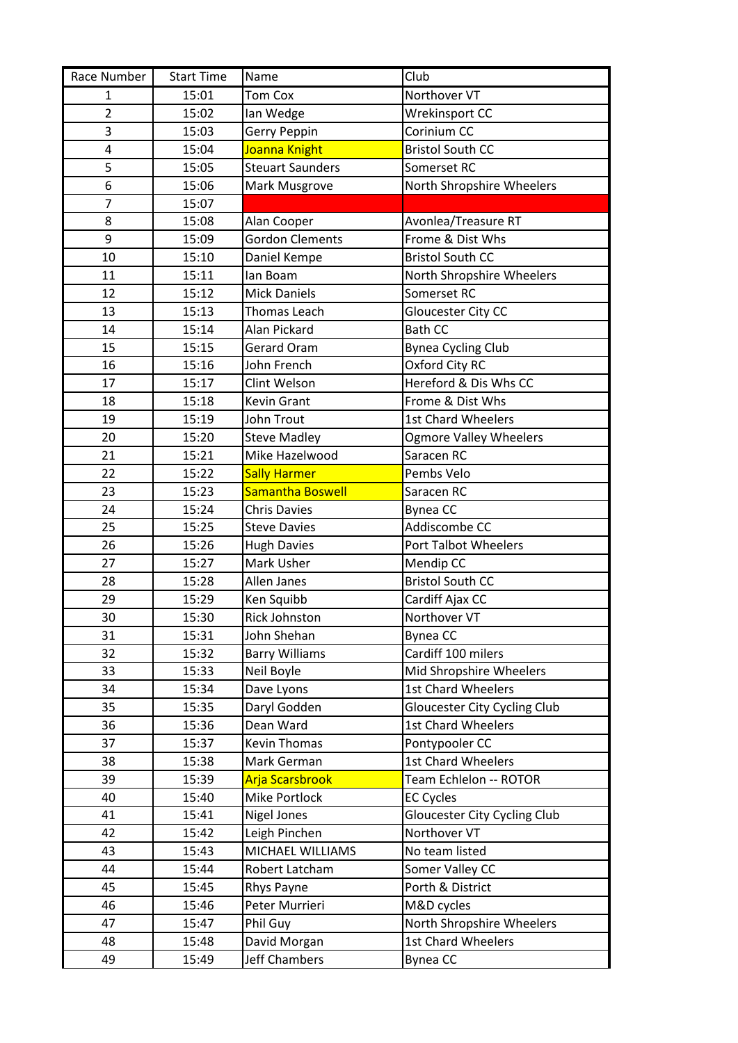| Race Number | Start Time | Name | Club |
| --- | --- | --- | --- |
| 1 | 15:01 | Tom Cox | Northover VT |
| 2 | 15:02 | Ian Wedge | Wrekinsport CC |
| 3 | 15:03 | Gerry Peppin | Corinium CC |
| 4 | 15:04 | Joanna Knight | Bristol South CC |
| 5 | 15:05 | Steuart Saunders | Somerset RC |
| 6 | 15:06 | Mark Musgrove | North Shropshire Wheelers |
| 7 | 15:07 | | |
| 8 | 15:08 | Alan Cooper | Avonlea/Treasure RT |
| 9 | 15:09 | Gordon Clements | Frome & Dist Whs |
| 10 | 15:10 | Daniel Kempe | Bristol South CC |
| 11 | 15:11 | Ian Boam | North Shropshire Wheelers |
| 12 | 15:12 | Mick Daniels | Somerset RC |
| 13 | 15:13 | Thomas Leach | Gloucester City CC |
| 14 | 15:14 | Alan Pickard | Bath CC |
| 15 | 15:15 | Gerard Oram | Bynea Cycling Club |
| 16 | 15:16 | John French | Oxford City RC |
| 17 | 15:17 | Clint Welson | Hereford & Dis Whs CC |
| 18 | 15:18 | Kevin Grant | Frome & Dist Whs |
| 19 | 15:19 | John Trout | 1st Chard Wheelers |
| 20 | 15:20 | Steve Madley | Ogmore Valley Wheelers |
| 21 | 15:21 | Mike Hazelwood | Saracen RC |
| 22 | 15:22 | Sally Harmer | Pembs Velo |
| 23 | 15:23 | Samantha Boswell | Saracen RC |
| 24 | 15:24 | Chris Davies | Bynea CC |
| 25 | 15:25 | Steve Davies | Addiscombe CC |
| 26 | 15:26 | Hugh Davies | Port Talbot Wheelers |
| 27 | 15:27 | Mark Usher | Mendip CC |
| 28 | 15:28 | Allen Janes | Bristol South CC |
| 29 | 15:29 | Ken Squibb | Cardiff Ajax CC |
| 30 | 15:30 | Rick Johnston | Northover VT |
| 31 | 15:31 | John Shehan | Bynea CC |
| 32 | 15:32 | Barry Williams | Cardiff 100 milers |
| 33 | 15:33 | Neil Boyle | Mid Shropshire Wheelers |
| 34 | 15:34 | Dave Lyons | 1st Chard Wheelers |
| 35 | 15:35 | Daryl Godden | Gloucester City Cycling Club |
| 36 | 15:36 | Dean Ward | 1st Chard Wheelers |
| 37 | 15:37 | Kevin Thomas | Pontypooler CC |
| 38 | 15:38 | Mark German | 1st Chard Wheelers |
| 39 | 15:39 | Arja Scarsbrook | Team Echlelon -- ROTOR |
| 40 | 15:40 | Mike Portlock | EC Cycles |
| 41 | 15:41 | Nigel Jones | Gloucester City Cycling Club |
| 42 | 15:42 | Leigh Pinchen | Northover VT |
| 43 | 15:43 | MICHAEL WILLIAMS | No team listed |
| 44 | 15:44 | Robert Latcham | Somer Valley CC |
| 45 | 15:45 | Rhys Payne | Porth & District |
| 46 | 15:46 | Peter Murrieri | M&D cycles |
| 47 | 15:47 | Phil Guy | North Shropshire Wheelers |
| 48 | 15:48 | David Morgan | 1st Chard Wheelers |
| 49 | 15:49 | Jeff Chambers | Bynea CC |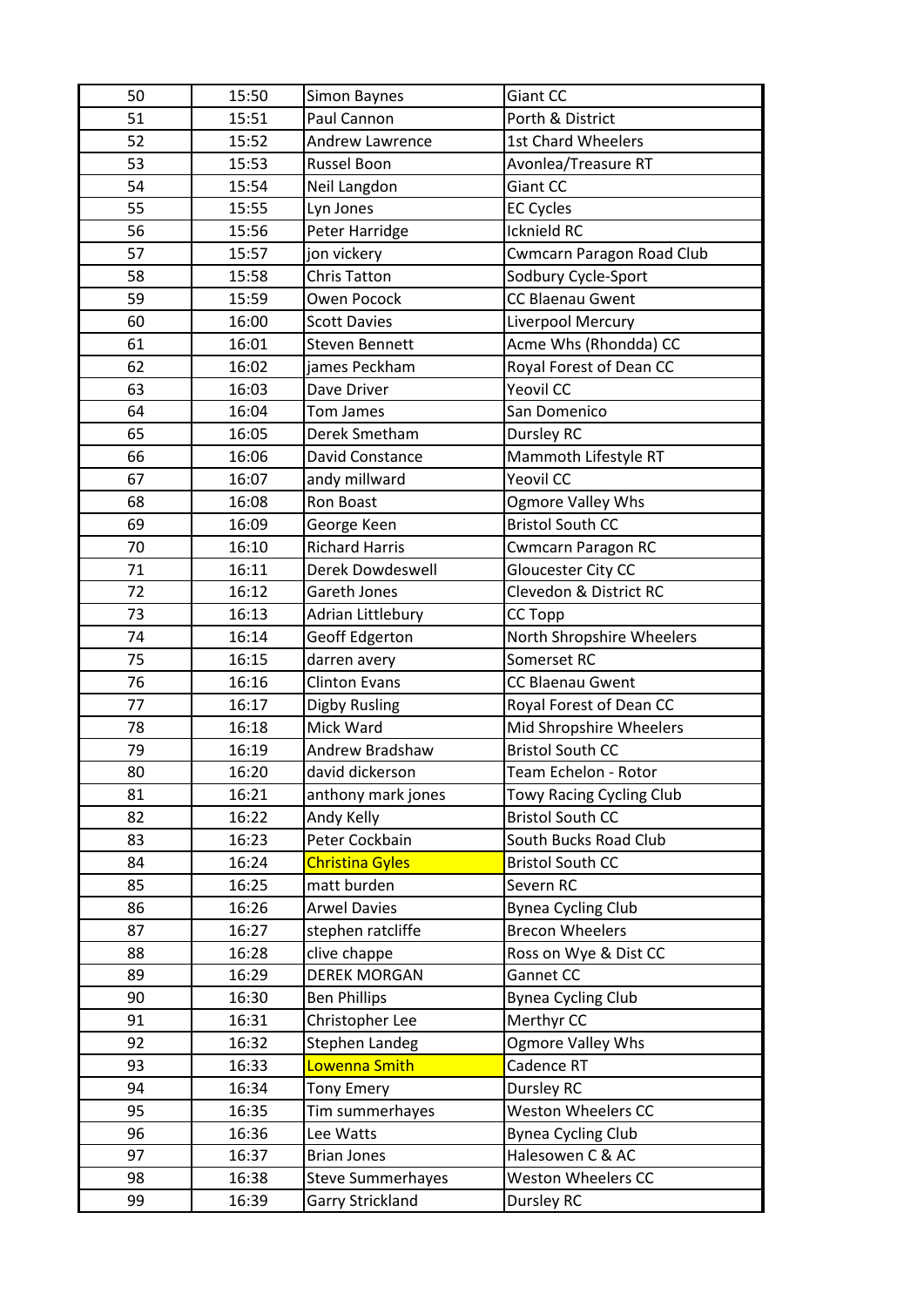| | | | |
|---|---|---|---|
| 50 | 15:50 | Simon Baynes | Giant CC |
| 51 | 15:51 | Paul Cannon | Porth & District |
| 52 | 15:52 | Andrew Lawrence | 1st Chard Wheelers |
| 53 | 15:53 | Russel Boon | Avonlea/Treasure RT |
| 54 | 15:54 | Neil Langdon | Giant CC |
| 55 | 15:55 | Lyn Jones | EC Cycles |
| 56 | 15:56 | Peter Harridge | Icknield RC |
| 57 | 15:57 | jon vickery | Cwmcarn Paragon Road Club |
| 58 | 15:58 | Chris Tatton | Sodbury Cycle-Sport |
| 59 | 15:59 | Owen Pocock | CC Blaenau Gwent |
| 60 | 16:00 | Scott Davies | Liverpool Mercury |
| 61 | 16:01 | Steven Bennett | Acme Whs (Rhondda) CC |
| 62 | 16:02 | james Peckham | Royal Forest of Dean CC |
| 63 | 16:03 | Dave Driver | Yeovil CC |
| 64 | 16:04 | Tom James | San Domenico |
| 65 | 16:05 | Derek Smetham | Dursley RC |
| 66 | 16:06 | David Constance | Mammoth Lifestyle RT |
| 67 | 16:07 | andy millward | Yeovil CC |
| 68 | 16:08 | Ron Boast | Ogmore Valley Whs |
| 69 | 16:09 | George Keen | Bristol South CC |
| 70 | 16:10 | Richard Harris | Cwmcarn Paragon RC |
| 71 | 16:11 | Derek Dowdeswell | Gloucester City CC |
| 72 | 16:12 | Gareth Jones | Clevedon & District RC |
| 73 | 16:13 | Adrian Littlebury | CC Topp |
| 74 | 16:14 | Geoff Edgerton | North Shropshire Wheelers |
| 75 | 16:15 | darren avery | Somerset RC |
| 76 | 16:16 | Clinton Evans | CC Blaenau Gwent |
| 77 | 16:17 | Digby Rusling | Royal Forest of Dean CC |
| 78 | 16:18 | Mick Ward | Mid Shropshire Wheelers |
| 79 | 16:19 | Andrew Bradshaw | Bristol South CC |
| 80 | 16:20 | david dickerson | Team Echelon - Rotor |
| 81 | 16:21 | anthony mark jones | Towy Racing Cycling Club |
| 82 | 16:22 | Andy Kelly | Bristol South CC |
| 83 | 16:23 | Peter Cockbain | South Bucks Road Club |
| 84 | 16:24 | Christina Gyles | Bristol South CC |
| 85 | 16:25 | matt burden | Severn RC |
| 86 | 16:26 | Arwel Davies | Bynea Cycling Club |
| 87 | 16:27 | stephen ratcliffe | Brecon Wheelers |
| 88 | 16:28 | clive chappe | Ross on Wye & Dist CC |
| 89 | 16:29 | DEREK MORGAN | Gannet CC |
| 90 | 16:30 | Ben Phillips | Bynea Cycling Club |
| 91 | 16:31 | Christopher Lee | Merthyr CC |
| 92 | 16:32 | Stephen Landeg | Ogmore Valley Whs |
| 93 | 16:33 | Lowenna Smith | Cadence RT |
| 94 | 16:34 | Tony Emery | Dursley RC |
| 95 | 16:35 | Tim summerhayes | Weston Wheelers CC |
| 96 | 16:36 | Lee Watts | Bynea Cycling Club |
| 97 | 16:37 | Brian Jones | Halesowen C & AC |
| 98 | 16:38 | Steve Summerhayes | Weston Wheelers CC |
| 99 | 16:39 | Garry Strickland | Dursley RC |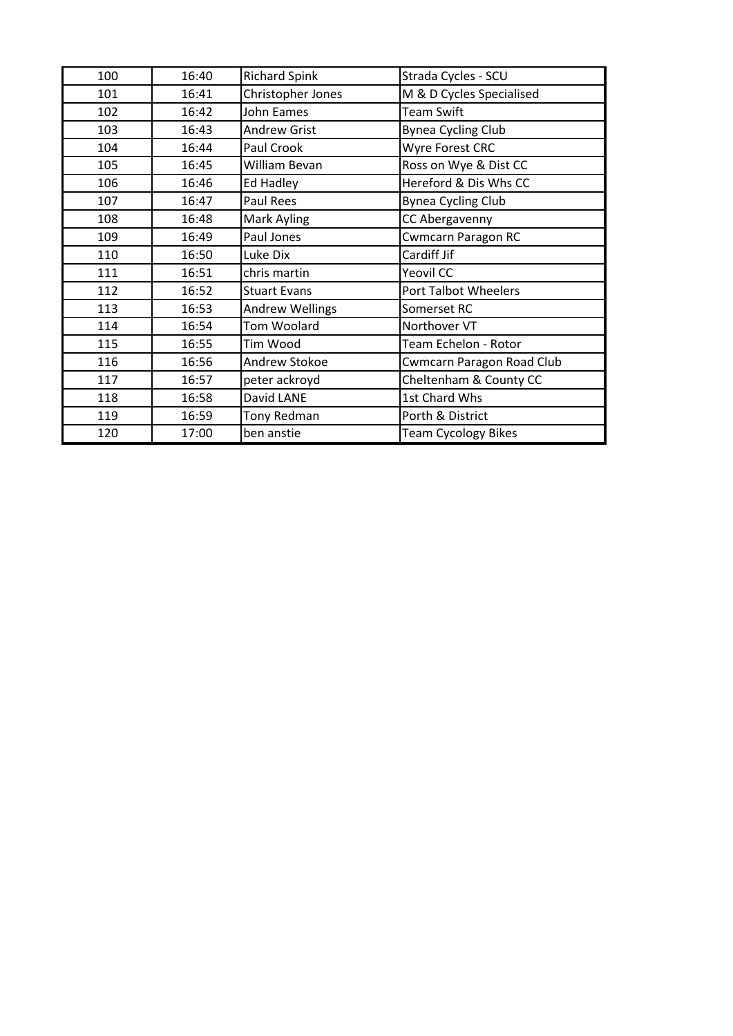| | | | |
|---|---|---|---|
| 100 | 16:40 | Richard Spink | Strada Cycles - SCU |
| 101 | 16:41 | Christopher Jones | M & D Cycles Specialised |
| 102 | 16:42 | John Eames | Team Swift |
| 103 | 16:43 | Andrew Grist | Bynea Cycling Club |
| 104 | 16:44 | Paul Crook | Wyre Forest CRC |
| 105 | 16:45 | William Bevan | Ross on Wye & Dist CC |
| 106 | 16:46 | Ed Hadley | Hereford & Dis Whs CC |
| 107 | 16:47 | Paul Rees | Bynea Cycling Club |
| 108 | 16:48 | Mark Ayling | CC Abergavenny |
| 109 | 16:49 | Paul Jones | Cwmcarn Paragon RC |
| 110 | 16:50 | Luke Dix | Cardiff Jif |
| 111 | 16:51 | chris martin | Yeovil CC |
| 112 | 16:52 | Stuart Evans | Port Talbot Wheelers |
| 113 | 16:53 | Andrew Wellings | Somerset RC |
| 114 | 16:54 | Tom Woolard | Northover VT |
| 115 | 16:55 | Tim Wood | Team Echelon - Rotor |
| 116 | 16:56 | Andrew Stokoe | Cwmcarn Paragon Road Club |
| 117 | 16:57 | peter ackroyd | Cheltenham & County CC |
| 118 | 16:58 | David LANE | 1st Chard Whs |
| 119 | 16:59 | Tony Redman | Porth & District |
| 120 | 17:00 | ben anstie | Team Cycology Bikes |